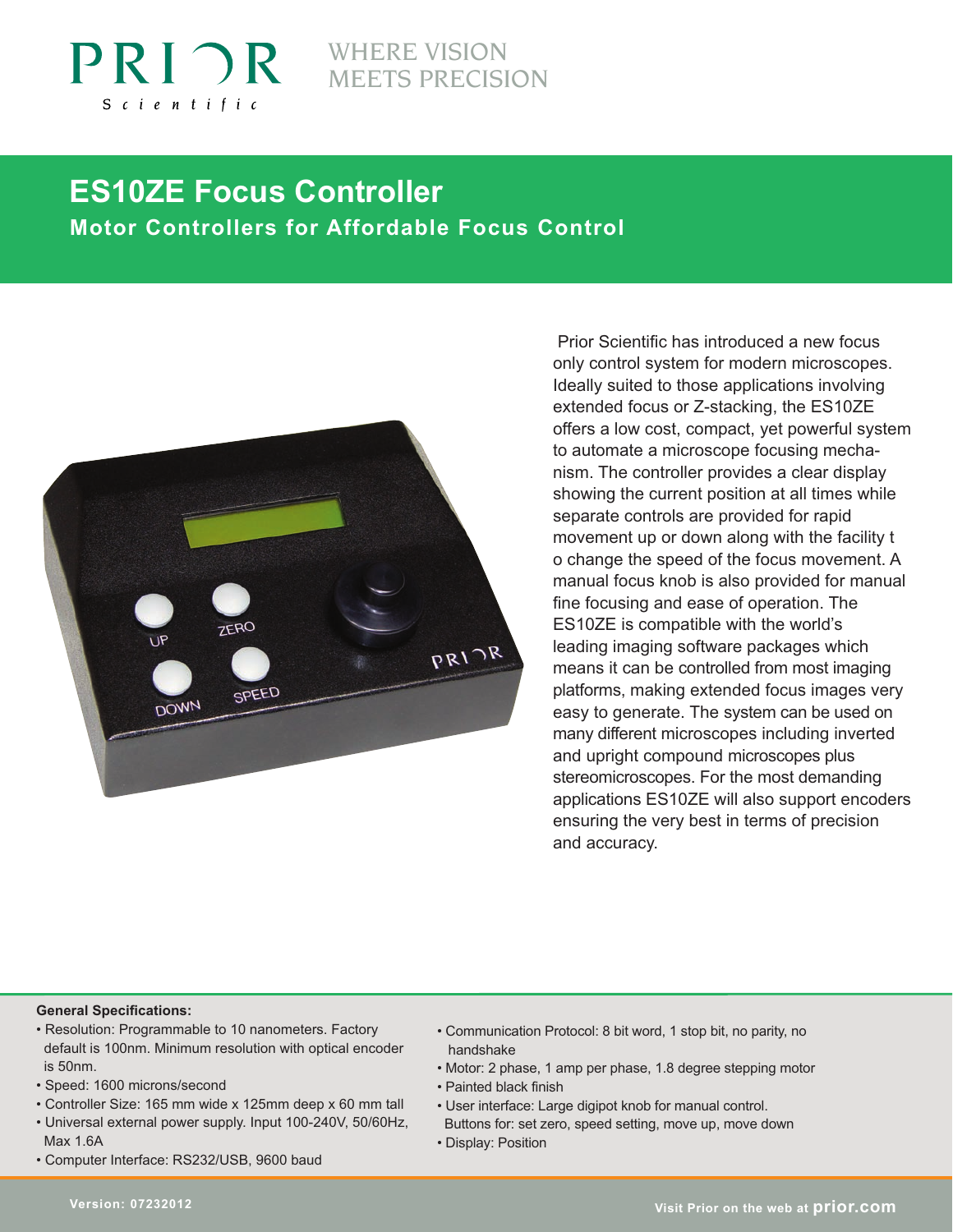PRIOR Scientific

WHERE VISION MEETS PRECISION

# ES10ZE Focus Controller

## Motor Controllers for Affordable Focus Control

Prior Scientific has introduced a new focus only control system for modern microscopes. Ideally suited to those applications involving extended focus or Z-stacking, the ES10ZE offers a low cost, compact, yet powerful system to automate a microscope focusing mechanism. The controller provides a clear display showing the current position at all times while separate controls are provided for rapid movement up or down along with the facility t o change the speed of the focus movement. A manual focus knob is also provided for manual fine focusing and ease of operation. The ES10ZE is compatible with the world's leading imaging software packages which means it can be controlled from most imaging platforms, making extended focus images very easy to generate. The system can be used on many different microscopes including inverted and upright compound microscopes plus stereomicroscopes. For the most demanding applications ES10ZE will also support encoders ensuring the very best in terms of precision and accuracy.

**General Specifications:**

- Resolution: Programmable to 10 nanometers. Factory default is 100nm. Minimum resolution with optical encoder is 50nm.
- Speed: 1600 microns/second
- Controller Size: 165 mm wide x 125mm deep x 60 mm tall
- Universal external power supply. Input 100-240V, 50/60Hz, Max 1.6A
- Computer Interface: RS232/USB, 9600 baud
- Communication Protocol: 8 bit word, 1 stop bit, no parity, no handshake
- Motor: 2 phase, 1 amp per phase, 1.8 degree stepping motor
- Painted black finish
- User interface: Large digipot knob for manual control. Buttons for: set zero, speed setting, move up, move down
- Display: Position

Version: 07232012

Visit Prior on the web at **prior.com**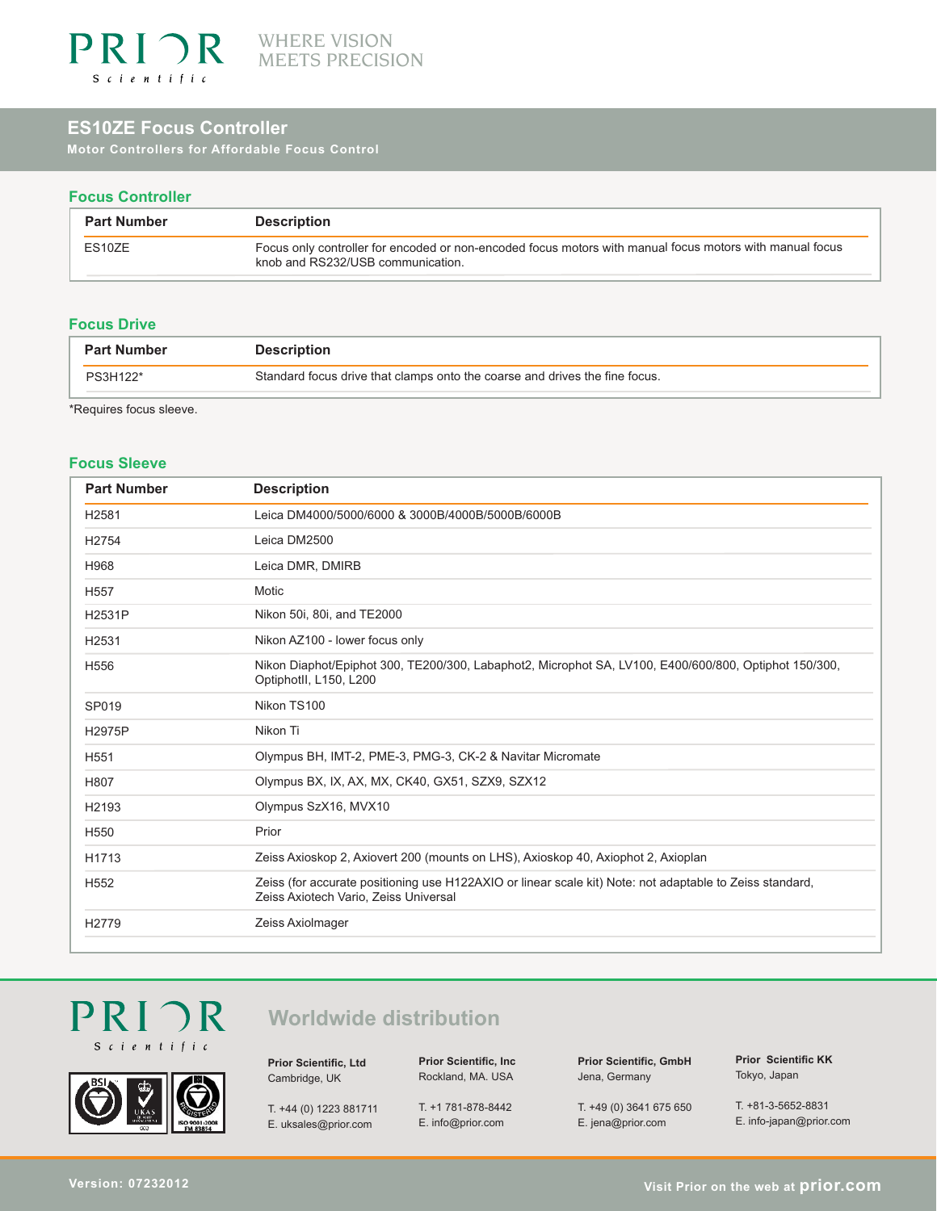# ES10ZE Focus Controller

Motor Controllers for Affordable Focus Control

## Focus Controller

| Part Number | Description |
|---|---|
| ES10ZE | Focus only controller for encoded or non-encoded focus motors with manual focus motors with manual focus knob and RS232/USB communication. |

## Focus Drive

| Part Number | Description |
|---|---|
| PS3H122* | Standard focus drive that clamps onto the coarse and drives the fine focus. |

*Requires focus sleeve.

## Focus Sleeve

| Part Number | Description |
|---|---|
| H2581 | Leica DM4000/5000/6000 & 3000B/4000B/5000B/6000B |
| H2754 | Leica DM2500 |
| H968 | Leica DMR, DMIRB |
| H557 | Motic |
| H2531P | Nikon 50i, 80i, and TE2000 |
| H2531 | Nikon AZ100 - lower focus only |
| H556 | Nikon Diaphot/Epiphot 300, TE200/300, Labaphot2, Microphot SA, LV100, E400/600/800, Optiphot 150/300, OptiphotII, L150, L200 |
| SP019 | Nikon TS100 |
| H2975P | Nikon Ti |
| H551 | Olympus BH, IMT-2, PME-3, PMG-3, CK-2 & Navitar Micromate |
| H807 | Olympus BX, IX, AX, MX, CK40, GX51, SZX9, SZX12 |
| H2193 | Olympus SzX16, MVX10 |
| H550 | Prior |
| H1713 | Zeiss Axioskop 2, Axiovert 200 (mounts on LHS), Axioskop 40, Axiophot 2, Axioplan |
| H552 | Zeiss (for accurate positioning use H122AXIO or linear scale kit) Note: not adaptable to Zeiss standard, Zeiss Axiotech Vario, Zeiss Universal |
| H2779 | Zeiss AxioImager |

## Worldwide distribution

**Prior Scientific, Ltd**
Cambridge, UK

T. +44 (0) 1223 881711
E. uksales@prior.com

**Prior Scientific, Inc**
Rockland, MA. USA

T. +1 781-878-8442
E. info@prior.com

**Prior Scientific, GmbH**
Jena, Germany

T. +49 (0) 3641 675 650
E. jena@prior.com

**Prior Scientific KK**
Tokyo, Japan

T. +81-3-5652-8831
E. info-japan@prior.com

Version: 07232012

Visit Prior on the web at **prior.com**